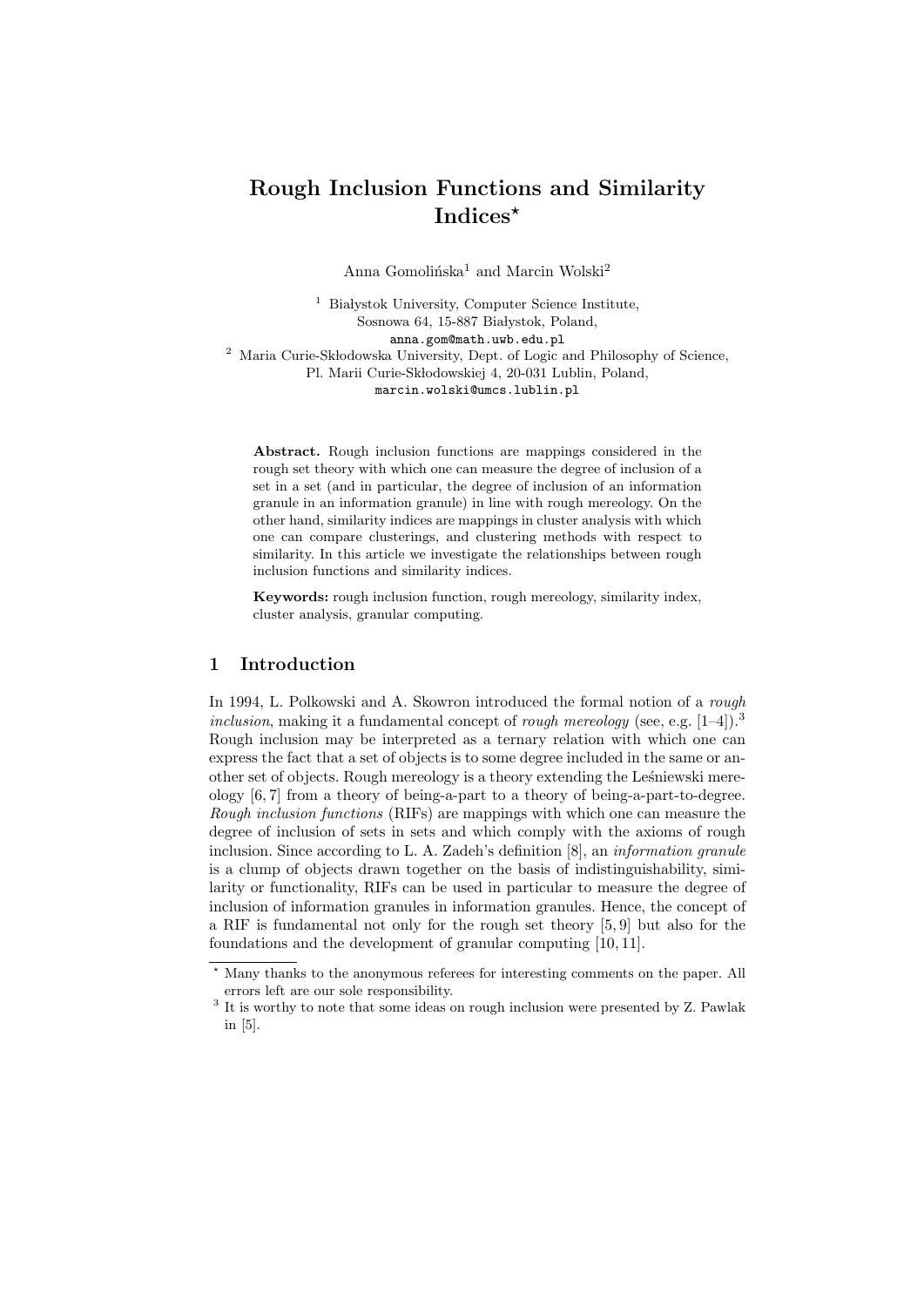# Rough Inclusion Functions and Similarity Indices*

Anna Gomolińska[1] and Marcin Wolski[2]

[1] Białystok University, Computer Science Institute,
Sosnowa 64, 15-887 Białystok, Poland,
anna.gom@math.uwb.edu.pl

[2] Maria Curie-Skłodowska University, Dept. of Logic and Philosophy of Science,
Pl. Marii Curie-Skłodowskiej 4, 20-031 Lublin, Poland,
marcin.wolski@umcs.lublin.pl

**Abstract.** Rough inclusion functions are mappings considered in the rough set theory with which one can measure the degree of inclusion of a set in a set (and in particular, the degree of inclusion of an information granule in an information granule) in line with rough mereology. On the other hand, similarity indices are mappings in cluster analysis with which one can compare clusterings, and clustering methods with respect to similarity. In this article we investigate the relationships between rough inclusion functions and similarity indices.

**Keywords:** rough inclusion function, rough mereology, similarity index, cluster analysis, granular computing.

## 1 Introduction

In 1994, L. Polkowski and A. Skowron introduced the formal notion of a *rough inclusion*, making it a fundamental concept of *rough mereology* (see, e.g. [1–4]).[3] Rough inclusion may be interpreted as a ternary relation with which one can express the fact that a set of objects is to some degree included in the same or another set of objects. Rough mereology is a theory extending the Leśniewski mereology [6, 7] from a theory of being-a-part to a theory of being-a-part-to-degree. *Rough inclusion functions* (RIFs) are mappings with which one can measure the degree of inclusion of sets in sets and which comply with the axioms of rough inclusion. Since according to L. A. Zadeh's definition [8], an *information granule* is a clump of objects drawn together on the basis of indistinguishability, similarity or functionality, RIFs can be used in particular to measure the degree of inclusion of information granules in information granules. Hence, the concept of a RIF is fundamental not only for the rough set theory [5, 9] but also for the foundations and the development of granular computing [10, 11].

---

* Many thanks to the anonymous referees for interesting comments on the paper. All errors left are our sole responsibility.

[3] It is worthy to note that some ideas on rough inclusion were presented by Z. Pawlak in [5].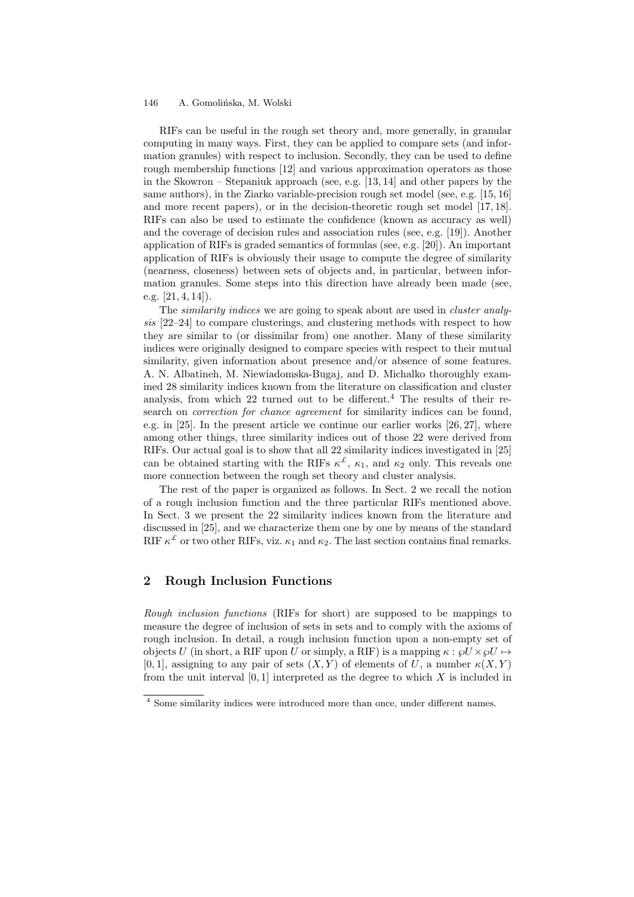RIFs can be useful in the rough set theory and, more generally, in granular computing in many ways. First, they can be applied to compare sets (and information granules) with respect to inclusion. Secondly, they can be used to define rough membership functions [12] and various approximation operators as those in the Skowron – Stepaniuk approach (see, e.g. [13, 14] and other papers by the same authors), in the Ziarko variable-precision rough set model (see, e.g. [15, 16] and more recent papers), or in the decision-theoretic rough set model [17, 18]. RIFs can also be used to estimate the confidence (known as accuracy as well) and the coverage of decision rules and association rules (see, e.g. [19]). Another application of RIFs is graded semantics of formulas (see, e.g. [20]). An important application of RIFs is obviously their usage to compute the degree of similarity (nearness, closeness) between sets of objects and, in particular, between information granules. Some steps into this direction have already been made (see, e.g. [21, 4, 14]).

The *similarity indices* we are going to speak about are used in *cluster analysis* [22–24] to compare clusterings, and clustering methods with respect to how they are similar to (or dissimilar from) one another. Many of these similarity indices were originally designed to compare species with respect to their mutual similarity, given information about presence and/or absence of some features. A. N. Albatineh, M. Niewiadomska-Bugaj, and D. Michalko thoroughly examined 28 similarity indices known from the literature on classification and cluster analysis, from which 22 turned out to be different.[4] The results of their research on *correction for chance agreement* for similarity indices can be found, e.g. in [25]. In the present article we continue our earlier works [26, 27], where among other things, three similarity indices out of those 22 were derived from RIFs. Our actual goal is to show that all 22 similarity indices investigated in [25] can be obtained starting with the RIFs $\kappa^{\pounds}$, $\kappa_1$, and $\kappa_2$ only. This reveals one more connection between the rough set theory and cluster analysis.

The rest of the paper is organized as follows. In Sect. 2 we recall the notion of a rough inclusion function and the three particular RIFs mentioned above. In Sect. 3 we present the 22 similarity indices known from the literature and discussed in [25], and we characterize them one by one by means of the standard RIF $\kappa^{\pounds}$ or two other RIFs, viz. $\kappa_1$ and $\kappa_2$. The last section contains final remarks.

## 2 Rough Inclusion Functions

*Rough inclusion functions* (RIFs for short) are supposed to be mappings to measure the degree of inclusion of sets in sets and to comply with the axioms of rough inclusion. In detail, a rough inclusion function upon a non-empty set of objects $U$ (in short, a RIF upon $U$ or simply, a RIF) is a mapping $\kappa : \wp U \times \wp U \mapsto [0, 1]$, assigning to any pair of sets $(X, Y)$ of elements of $U$, a number $\kappa(X, Y)$ from the unit interval $[0, 1]$ interpreted as the degree to which $X$ is included in

[4] Some similarity indices were introduced more than once, under different names.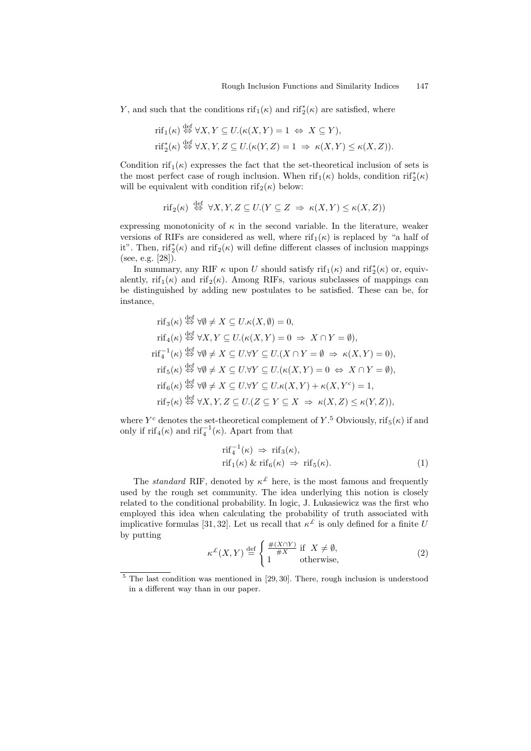$Y$, and such that the conditions $\mathrm{rif}_1(\kappa)$ and $\mathrm{rif}_2^*(\kappa)$ are satisfied, where

$$\mathrm{rif}_1(\kappa) \overset{\text{def}}{\Leftrightarrow} \forall X, Y \subseteq U.(\kappa(X,Y) = 1 \Leftrightarrow X \subseteq Y),$$

$$\mathrm{rif}_2^*(\kappa) \overset{\text{def}}{\Leftrightarrow} \forall X, Y, Z \subseteq U.(\kappa(Y,Z) = 1 \Rightarrow \kappa(X,Y) \leq \kappa(X,Z)).$$

Condition $\mathrm{rif}_1(\kappa)$ expresses the fact that the set-theoretical inclusion of sets is the most perfect case of rough inclusion. When $\mathrm{rif}_1(\kappa)$ holds, condition $\mathrm{rif}_2^*(\kappa)$ will be equivalent with condition $\mathrm{rif}_2(\kappa)$ below:

$$\mathrm{rif}_2(\kappa) \overset{\text{def}}{\Leftrightarrow} \forall X, Y, Z \subseteq U.(Y \subseteq Z \Rightarrow \kappa(X,Y) \leq \kappa(X,Z))$$

expressing monotonicity of $\kappa$ in the second variable. In the literature, weaker versions of RIFs are considered as well, where $\mathrm{rif}_1(\kappa)$ is replaced by "a half of it". Then, $\mathrm{rif}_2^*(\kappa)$ and $\mathrm{rif}_2(\kappa)$ will define different classes of inclusion mappings (see, e.g. [28]).

In summary, any RIF $\kappa$ upon $U$ should satisfy $\mathrm{rif}_1(\kappa)$ and $\mathrm{rif}_2^*(\kappa)$ or, equivalently, $\mathrm{rif}_1(\kappa)$ and $\mathrm{rif}_2(\kappa)$. Among RIFs, various subclasses of mappings can be distinguished by adding new postulates to be satisfied. These can be, for instance,

$$\mathrm{rif}_3(\kappa) \overset{\text{def}}{\Leftrightarrow} \forall \emptyset \neq X \subseteq U.\kappa(X, \emptyset) = 0,$$

$$\mathrm{rif}_4(\kappa) \overset{\text{def}}{\Leftrightarrow} \forall X, Y \subseteq U.(\kappa(X,Y) = 0 \Rightarrow X \cap Y = \emptyset),$$

$$\mathrm{rif}_4^{-1}(\kappa) \overset{\text{def}}{\Leftrightarrow} \forall \emptyset \neq X \subseteq U.\forall Y \subseteq U.(X \cap Y = \emptyset \Rightarrow \kappa(X,Y) = 0),$$

$$\mathrm{rif}_5(\kappa) \overset{\text{def}}{\Leftrightarrow} \forall \emptyset \neq X \subseteq U.\forall Y \subseteq U.(\kappa(X,Y) = 0 \Leftrightarrow X \cap Y = \emptyset),$$

$$\mathrm{rif}_6(\kappa) \overset{\text{def}}{\Leftrightarrow} \forall \emptyset \neq X \subseteq U.\forall Y \subseteq U.\kappa(X,Y) + \kappa(X,Y^c) = 1,$$

$$\mathrm{rif}_7(\kappa) \overset{\text{def}}{\Leftrightarrow} \forall X, Y, Z \subseteq U.(Z \subseteq Y \subseteq X \Rightarrow \kappa(X,Z) \leq \kappa(Y,Z)),$$

where $Y^c$ denotes the set-theoretical complement of $Y$.[5] Obviously, $\mathrm{rif}_5(\kappa)$ if and only if $\mathrm{rif}_4(\kappa)$ and $\mathrm{rif}_4^{-1}(\kappa)$. Apart from that

$$\begin{aligned} &\mathrm{rif}_4^{-1}(\kappa) \Rightarrow \mathrm{rif}_3(\kappa), \\ &\mathrm{rif}_1(\kappa) \,\&\, \mathrm{rif}_6(\kappa) \Rightarrow \mathrm{rif}_5(\kappa). \end{aligned} \tag{1}$$

The *standard* RIF, denoted by $\kappa^{\pounds}$ here, is the most famous and frequently used by the rough set community. The idea underlying this notion is closely related to the conditional probability. In logic, J. Łukasiewicz was the first who employed this idea when calculating the probability of truth associated with implicative formulas [31, 32]. Let us recall that $\kappa^{\pounds}$ is only defined for a finite $U$ by putting

$$\kappa^{\pounds}(X,Y) \overset{\text{def}}{=} \begin{cases} \frac{\#(X \cap Y)}{\#X} & \text{if } X \neq \emptyset, \\ 1 & \text{otherwise,} \end{cases} \tag{2}$$

[5] The last condition was mentioned in [29, 30]. There, rough inclusion is understood in a different way than in our paper.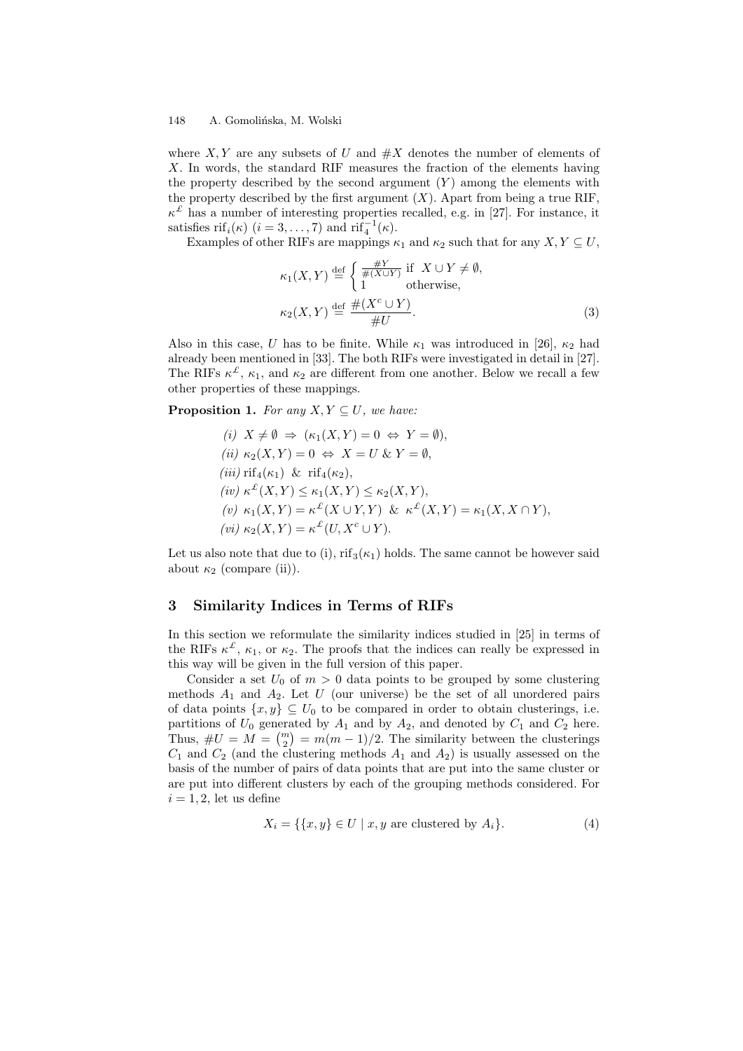where $X, Y$ are any subsets of $U$ and $\#X$ denotes the number of elements of $X$. In words, the standard RIF measures the fraction of the elements having the property described by the second argument ($Y$) among the elements with the property described by the first argument ($X$). Apart from being a true RIF, $\kappa^{\pounds}$ has a number of interesting properties recalled, e.g. in [27]. For instance, it satisfies $\mathrm{rif}_i(\kappa)$ ($i = 3, \ldots, 7$) and $\mathrm{rif}_4^{-1}(\kappa)$.

Examples of other RIFs are mappings $\kappa_1$ and $\kappa_2$ such that for any $X, Y \subseteq U$,

$$\kappa_1(X, Y) \stackrel{\mathrm{def}}{=} \begin{cases} \frac{\#Y}{\#(X \cup Y)} & \text{if } X \cup Y \neq \emptyset, \\ 1 & \text{otherwise,} \end{cases}$$

$$\kappa_2(X, Y) \stackrel{\mathrm{def}}{=} \frac{\#(X^c \cup Y)}{\#U}. \tag{3}$$

Also in this case, $U$ has to be finite. While $\kappa_1$ was introduced in [26], $\kappa_2$ had already been mentioned in [33]. The both RIFs were investigated in detail in [27]. The RIFs $\kappa^{\pounds}$, $\kappa_1$, and $\kappa_2$ are different from one another. Below we recall a few other properties of these mappings.

**Proposition 1.** *For any $X, Y \subseteq U$, we have:*

*(i)* $X \neq \emptyset \Rightarrow (\kappa_1(X, Y) = 0 \Leftrightarrow Y = \emptyset)$,

*(ii)* $\kappa_2(X, Y) = 0 \Leftrightarrow X = U \;\&\; Y = \emptyset$,

*(iii)* $\mathrm{rif}_4(\kappa_1) \;\&\; \mathrm{rif}_4(\kappa_2)$,

*(iv)* $\kappa^{\pounds}(X, Y) \leq \kappa_1(X, Y) \leq \kappa_2(X, Y)$,

*(v)* $\kappa_1(X, Y) = \kappa^{\pounds}(X \cup Y, Y) \;\&\; \kappa^{\pounds}(X, Y) = \kappa_1(X, X \cap Y)$,

*(vi)* $\kappa_2(X, Y) = \kappa^{\pounds}(U, X^c \cup Y)$.

Let us also note that due to (i), $\mathrm{rif}_3(\kappa_1)$ holds. The same cannot be however said about $\kappa_2$ (compare (ii)).

## 3 Similarity Indices in Terms of RIFs

In this section we reformulate the similarity indices studied in [25] in terms of the RIFs $\kappa^{\pounds}$, $\kappa_1$, or $\kappa_2$. The proofs that the indices can really be expressed in this way will be given in the full version of this paper.

Consider a set $U_0$ of $m > 0$ data points to be grouped by some clustering methods $A_1$ and $A_2$. Let $U$ (our universe) be the set of all unordered pairs of data points $\{x, y\} \subseteq U_0$ to be compared in order to obtain clusterings, i.e. partitions of $U_0$ generated by $A_1$ and by $A_2$, and denoted by $C_1$ and $C_2$ here. Thus, $\#U = M = \binom{m}{2} = m(m-1)/2$. The similarity between the clusterings $C_1$ and $C_2$ (and the clustering methods $A_1$ and $A_2$) is usually assessed on the basis of the number of pairs of data points that are put into the same cluster or are put into different clusters by each of the grouping methods considered. For $i = 1, 2$, let us define

$$X_i = \{\{x, y\} \in U \mid x, y \text{ are clustered by } A_i\}. \tag{4}$$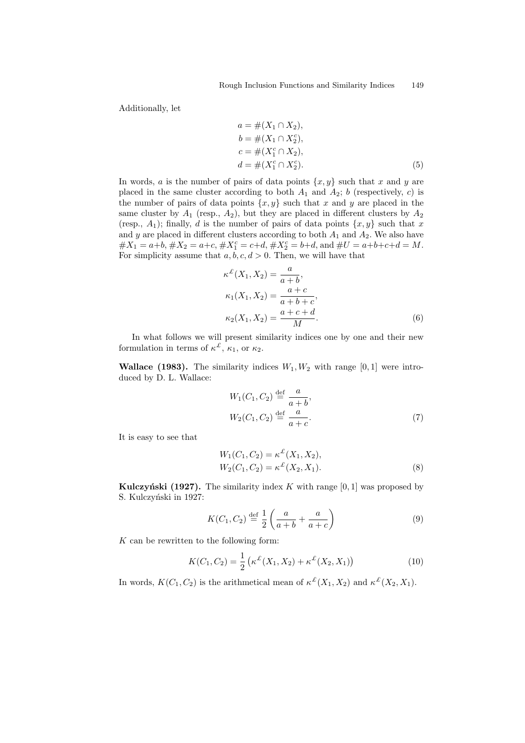Additionally, let

$$
\begin{aligned}
a &= \#(X_1 \cap X_2), \\
b &= \#(X_1 \cap X_2^c), \\
c &= \#(X_1^c \cap X_2), \\
d &= \#(X_1^c \cap X_2^c).
\end{aligned} \tag{5}
$$

In words, $a$ is the number of pairs of data points $\{x, y\}$ such that $x$ and $y$ are placed in the same cluster according to both $A_1$ and $A_2$; $b$ (respectively, $c$) is the number of pairs of data points $\{x, y\}$ such that $x$ and $y$ are placed in the same cluster by $A_1$ (resp., $A_2$), but they are placed in different clusters by $A_2$ (resp., $A_1$); finally, $d$ is the number of pairs of data points $\{x, y\}$ such that $x$ and $y$ are placed in different clusters according to both $A_1$ and $A_2$. We also have $\#X_1 = a+b$, $\#X_2 = a+c$, $\#X_1^c = c+d$, $\#X_2^c = b+d$, and $\#U = a+b+c+d = M$. For simplicity assume that $a, b, c, d > 0$. Then, we will have that

$$
\begin{aligned}
\kappa^{\pounds}(X_1, X_2) &= \frac{a}{a+b}, \\
\kappa_1(X_1, X_2) &= \frac{a+c}{a+b+c}, \\
\kappa_2(X_1, X_2) &= \frac{a+c+d}{M}.
\end{aligned} \tag{6}
$$

In what follows we will present similarity indices one by one and their new formulation in terms of $\kappa^{\pounds}$, $\kappa_1$, or $\kappa_2$.

**Wallace (1983).** The similarity indices $W_1, W_2$ with range $[0, 1]$ were introduced by D. L. Wallace:

$$
\begin{aligned}
W_1(C_1, C_2) &\overset{\text{def}}{=} \frac{a}{a+b}, \\
W_2(C_1, C_2) &\overset{\text{def}}{=} \frac{a}{a+c}.
\end{aligned} \tag{7}
$$

It is easy to see that

$$
\begin{aligned}
W_1(C_1, C_2) &= \kappa^{\pounds}(X_1, X_2), \\
W_2(C_1, C_2) &= \kappa^{\pounds}(X_2, X_1).
\end{aligned} \tag{8}
$$

**Kulczyński (1927).** The similarity index $K$ with range $[0, 1]$ was proposed by S. Kulczyński in 1927:

$$
K(C_1, C_2) \overset{\text{def}}{=} \frac{1}{2}\left(\frac{a}{a+b} + \frac{a}{a+c}\right) \tag{9}
$$

$K$ can be rewritten to the following form:

$$
K(C_1, C_2) = \frac{1}{2}\left(\kappa^{\pounds}(X_1, X_2) + \kappa^{\pounds}(X_2, X_1)\right) \tag{10}
$$

In words, $K(C_1, C_2)$ is the arithmetical mean of $\kappa^{\pounds}(X_1, X_2)$ and $\kappa^{\pounds}(X_2, X_1)$.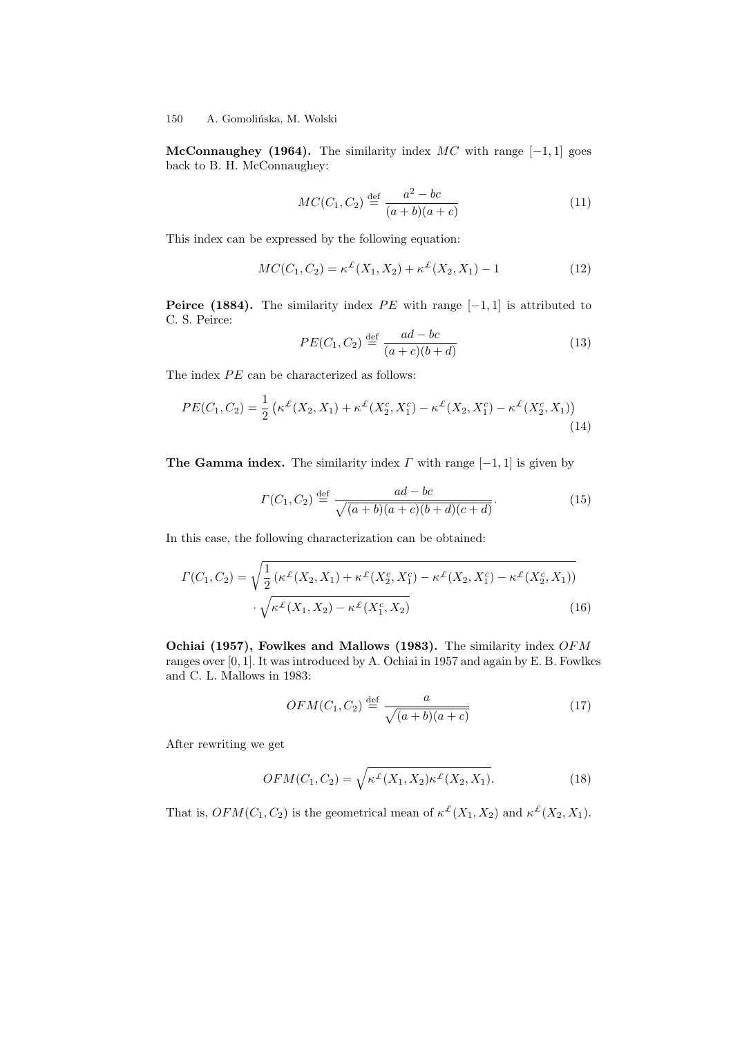**McConnaughey (1964).** The similarity index $MC$ with range $[-1, 1]$ goes back to B. H. McConnaughey:

$$MC(C_1, C_2) \stackrel{\text{def}}{=} \frac{a^2 - bc}{(a+b)(a+c)} \tag{11}$$

This index can be expressed by the following equation:

$$MC(C_1, C_2) = \kappa^{\pounds}(X_1, X_2) + \kappa^{\pounds}(X_2, X_1) - 1 \tag{12}$$

**Peirce (1884).** The similarity index $PE$ with range $[-1, 1]$ is attributed to C. S. Peirce:

$$PE(C_1, C_2) \stackrel{\text{def}}{=} \frac{ad - bc}{(a+c)(b+d)} \tag{13}$$

The index $PE$ can be characterized as follows:

$$PE(C_1, C_2) = \frac{1}{2}\left(\kappa^{\pounds}(X_2, X_1) + \kappa^{\pounds}(X_2^c, X_1^c) - \kappa^{\pounds}(X_2, X_1^c) - \kappa^{\pounds}(X_2^c, X_1)\right) \tag{14}$$

**The Gamma index.** The similarity index $\mathit{\Gamma}$ with range $[-1, 1]$ is given by

$$\mathit{\Gamma}(C_1, C_2) \stackrel{\text{def}}{=} \frac{ad - bc}{\sqrt{(a+b)(a+c)(b+d)(c+d)}}. \tag{15}$$

In this case, the following characterization can be obtained:

$$\begin{aligned}\mathit{\Gamma}(C_1, C_2) = &\sqrt{\frac{1}{2}\left(\kappa^{\pounds}(X_2, X_1) + \kappa^{\pounds}(X_2^c, X_1^c) - \kappa^{\pounds}(X_2, X_1^c) - \kappa^{\pounds}(X_2^c, X_1)\right)} \\ &\cdot \sqrt{\kappa^{\pounds}(X_1, X_2) - \kappa^{\pounds}(X_1^c, X_2)}\end{aligned} \tag{16}$$

**Ochiai (1957), Fowlkes and Mallows (1983).** The similarity index $OFM$ ranges over $[0, 1]$. It was introduced by A. Ochiai in 1957 and again by E. B. Fowlkes and C. L. Mallows in 1983:

$$OFM(C_1, C_2) \stackrel{\text{def}}{=} \frac{a}{\sqrt{(a+b)(a+c)}} \tag{17}$$

After rewriting we get

$$OFM(C_1, C_2) = \sqrt{\kappa^{\pounds}(X_1, X_2)\kappa^{\pounds}(X_2, X_1)}. \tag{18}$$

That is, $OFM(C_1, C_2)$ is the geometrical mean of $\kappa^{\pounds}(X_1, X_2)$ and $\kappa^{\pounds}(X_2, X_1)$.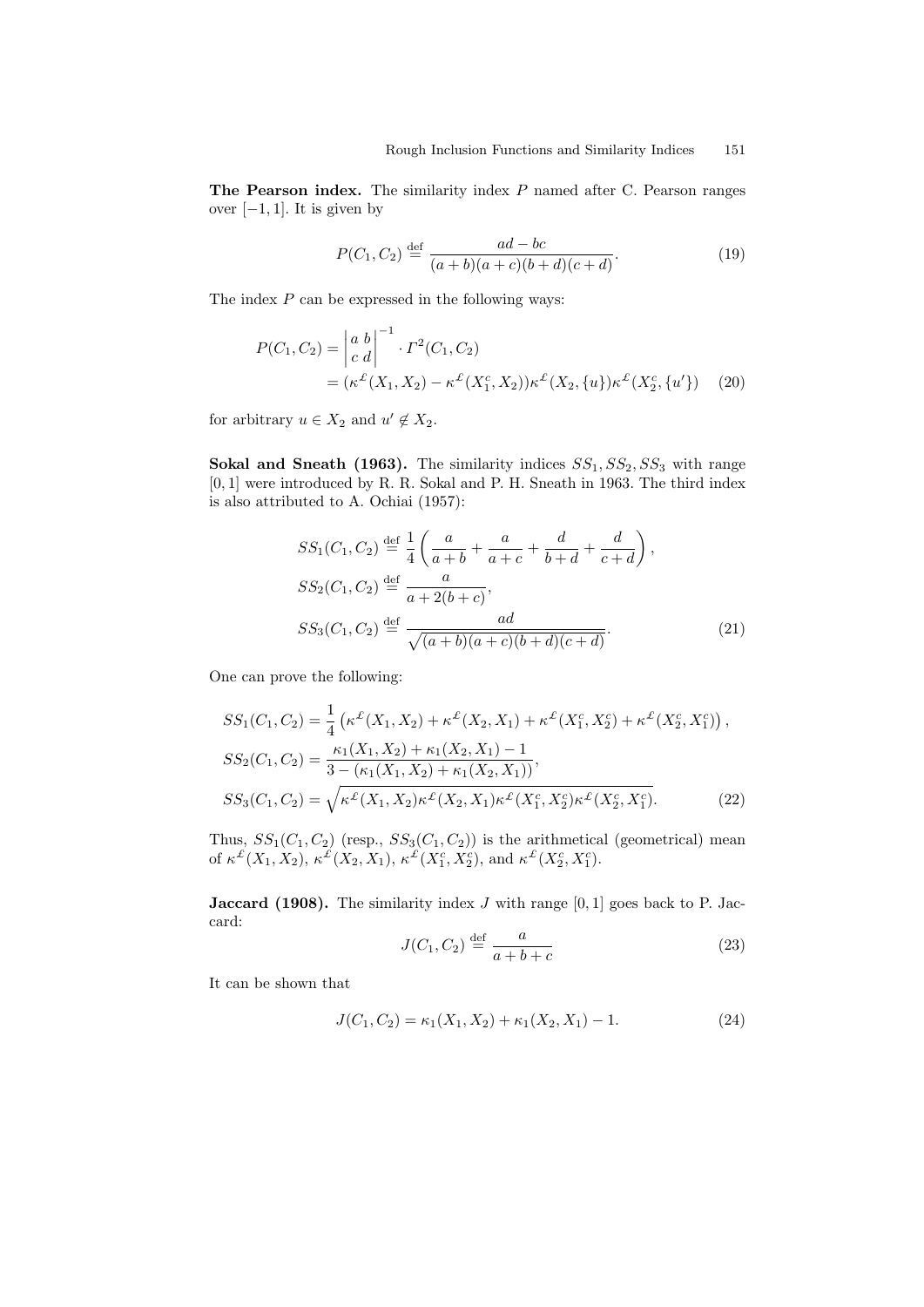**The Pearson index.** The similarity index $P$ named after C. Pearson ranges over $[-1, 1]$. It is given by

$$P(C_1, C_2) \stackrel{\text{def}}{=} \frac{ad - bc}{(a+b)(a+c)(b+d)(c+d)}. \tag{19}$$

The index $P$ can be expressed in the following ways:

$$\begin{aligned} P(C_1, C_2) &= \begin{vmatrix} a & b \\ c & d \end{vmatrix}^{-1} \cdot \Gamma^2(C_1, C_2) \\ &= (\kappa^{\pounds}(X_1, X_2) - \kappa^{\pounds}(X_1^c, X_2))\kappa^{\pounds}(X_2, \{u\})\kappa^{\pounds}(X_2^c, \{u'\}) \end{aligned} \tag{20}$$

for arbitrary $u \in X_2$ and $u' \notin X_2$.

**Sokal and Sneath (1963).** The similarity indices $SS_1, SS_2, SS_3$ with range $[0, 1]$ were introduced by R. R. Sokal and P. H. Sneath in 1963. The third index is also attributed to A. Ochiai (1957):

$$\begin{aligned} SS_1(C_1, C_2) &\stackrel{\text{def}}{=} \frac{1}{4}\left(\frac{a}{a+b} + \frac{a}{a+c} + \frac{d}{b+d} + \frac{d}{c+d}\right), \\ SS_2(C_1, C_2) &\stackrel{\text{def}}{=} \frac{a}{a + 2(b+c)}, \\ SS_3(C_1, C_2) &\stackrel{\text{def}}{=} \frac{ad}{\sqrt{(a+b)(a+c)(b+d)(c+d)}}. \end{aligned} \tag{21}$$

One can prove the following:

$$\begin{aligned} SS_1(C_1, C_2) &= \frac{1}{4}\left(\kappa^{\pounds}(X_1, X_2) + \kappa^{\pounds}(X_2, X_1) + \kappa^{\pounds}(X_1^c, X_2^c) + \kappa^{\pounds}(X_2^c, X_1^c)\right), \\ SS_2(C_1, C_2) &= \frac{\kappa_1(X_1, X_2) + \kappa_1(X_2, X_1) - 1}{3 - (\kappa_1(X_1, X_2) + \kappa_1(X_2, X_1))}, \\ SS_3(C_1, C_2) &= \sqrt{\kappa^{\pounds}(X_1, X_2)\kappa^{\pounds}(X_2, X_1)\kappa^{\pounds}(X_1^c, X_2^c)\kappa^{\pounds}(X_2^c, X_1^c)}. \end{aligned} \tag{22}$$

Thus, $SS_1(C_1, C_2)$ (resp., $SS_3(C_1, C_2)$) is the arithmetical (geometrical) mean of $\kappa^{\pounds}(X_1, X_2)$, $\kappa^{\pounds}(X_2, X_1)$, $\kappa^{\pounds}(X_1^c, X_2^c)$, and $\kappa^{\pounds}(X_2^c, X_1^c)$.

**Jaccard (1908).** The similarity index $J$ with range $[0, 1]$ goes back to P. Jaccard:

$$J(C_1, C_2) \stackrel{\text{def}}{=} \frac{a}{a+b+c} \tag{23}$$

It can be shown that

$$J(C_1, C_2) = \kappa_1(X_1, X_2) + \kappa_1(X_2, X_1) - 1. \tag{24}$$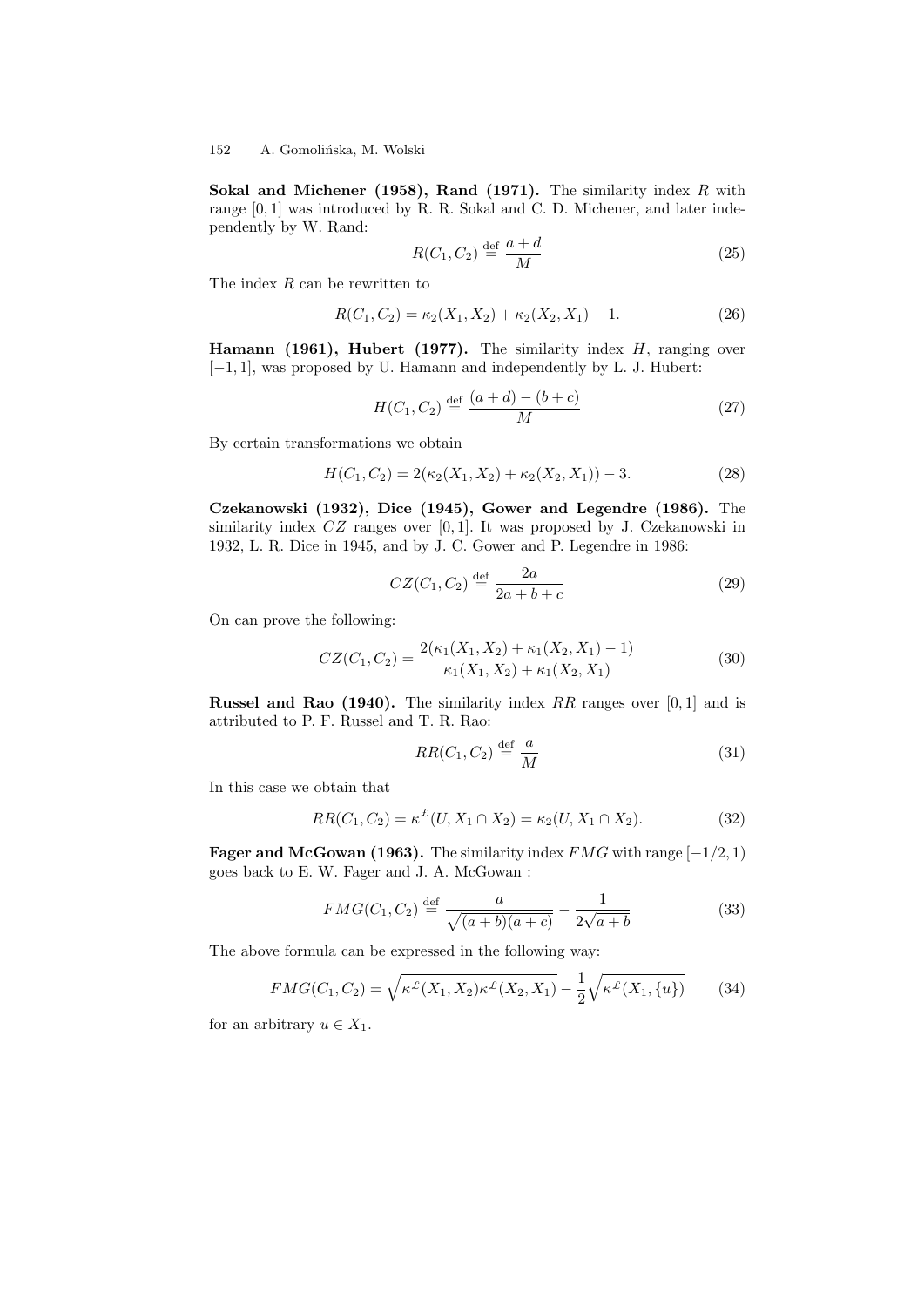**Sokal and Michener (1958), Rand (1971).** The similarity index $R$ with range $[0, 1]$ was introduced by R. R. Sokal and C. D. Michener, and later independently by W. Rand:

$$R(C_1, C_2) \stackrel{\text{def}}{=} \frac{a + d}{M} \tag{25}$$

The index $R$ can be rewritten to

$$R(C_1, C_2) = \kappa_2(X_1, X_2) + \kappa_2(X_2, X_1) - 1. \tag{26}$$

**Hamann (1961), Hubert (1977).** The similarity index $H$, ranging over $[-1, 1]$, was proposed by U. Hamann and independently by L. J. Hubert:

$$H(C_1, C_2) \stackrel{\text{def}}{=} \frac{(a + d) - (b + c)}{M} \tag{27}$$

By certain transformations we obtain

$$H(C_1, C_2) = 2(\kappa_2(X_1, X_2) + \kappa_2(X_2, X_1)) - 3. \tag{28}$$

**Czekanowski (1932), Dice (1945), Gower and Legendre (1986).** The similarity index $CZ$ ranges over $[0, 1]$. It was proposed by J. Czekanowski in 1932, L. R. Dice in 1945, and by J. C. Gower and P. Legendre in 1986:

$$CZ(C_1, C_2) \stackrel{\text{def}}{=} \frac{2a}{2a + b + c} \tag{29}$$

On can prove the following:

$$CZ(C_1, C_2) = \frac{2(\kappa_1(X_1, X_2) + \kappa_1(X_2, X_1) - 1)}{\kappa_1(X_1, X_2) + \kappa_1(X_2, X_1)} \tag{30}$$

**Russel and Rao (1940).** The similarity index $RR$ ranges over $[0, 1]$ and is attributed to P. F. Russel and T. R. Rao:

$$RR(C_1, C_2) \stackrel{\text{def}}{=} \frac{a}{M} \tag{31}$$

In this case we obtain that

$$RR(C_1, C_2) = \kappa^{\pounds}(U, X_1 \cap X_2) = \kappa_2(U, X_1 \cap X_2). \tag{32}$$

**Fager and McGowan (1963).** The similarity index $FMG$ with range $[-1/2, 1)$ goes back to E. W. Fager and J. A. McGowan :

$$FMG(C_1, C_2) \stackrel{\text{def}}{=} \frac{a}{\sqrt{(a + b)(a + c)}} - \frac{1}{2\sqrt{a + b}} \tag{33}$$

The above formula can be expressed in the following way:

$$FMG(C_1, C_2) = \sqrt{\kappa^{\pounds}(X_1, X_2)\kappa^{\pounds}(X_2, X_1)} - \frac{1}{2}\sqrt{\kappa^{\pounds}(X_1, \{u\})} \tag{34}$$

for an arbitrary $u \in X_1$.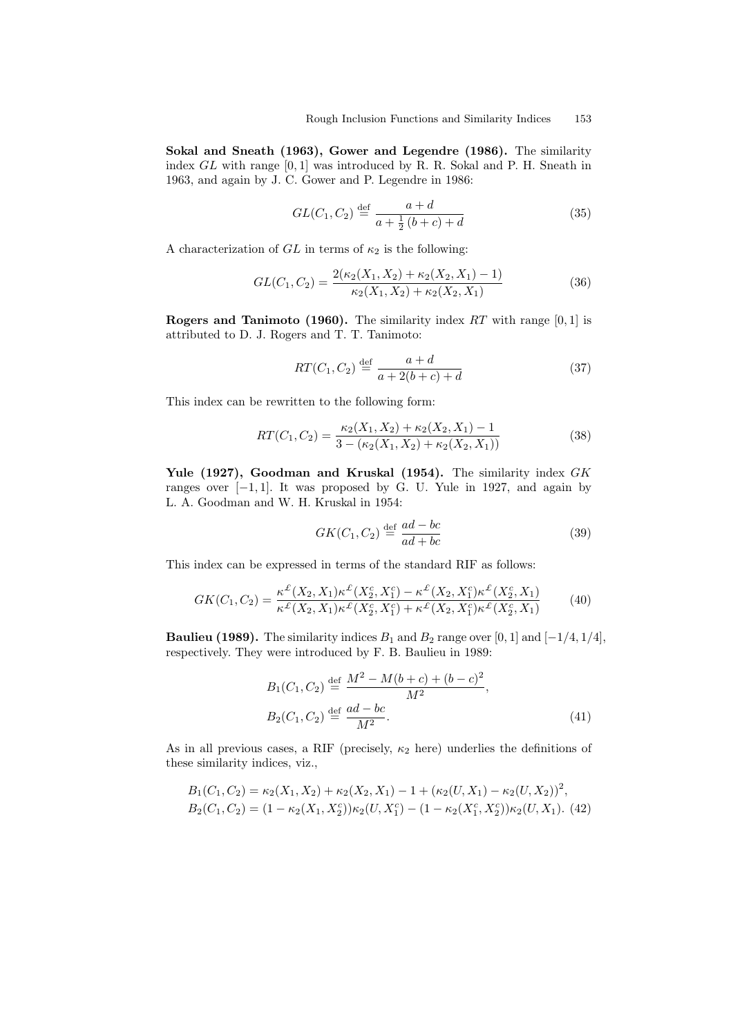**Sokal and Sneath (1963), Gower and Legendre (1986).** The similarity index $GL$ with range $[0,1]$ was introduced by R. R. Sokal and P. H. Sneath in 1963, and again by J. C. Gower and P. Legendre in 1986:

$$GL(C_1, C_2) \stackrel{\text{def}}{=} \frac{a + d}{a + \frac{1}{2}(b + c) + d} \tag{35}$$

A characterization of $GL$ in terms of $\kappa_2$ is the following:

$$GL(C_1, C_2) = \frac{2(\kappa_2(X_1, X_2) + \kappa_2(X_2, X_1) - 1)}{\kappa_2(X_1, X_2) + \kappa_2(X_2, X_1)} \tag{36}$$

**Rogers and Tanimoto (1960).** The similarity index $RT$ with range $[0,1]$ is attributed to D. J. Rogers and T. T. Tanimoto:

$$RT(C_1, C_2) \stackrel{\text{def}}{=} \frac{a + d}{a + 2(b + c) + d} \tag{37}$$

This index can be rewritten to the following form:

$$RT(C_1, C_2) = \frac{\kappa_2(X_1, X_2) + \kappa_2(X_2, X_1) - 1}{3 - (\kappa_2(X_1, X_2) + \kappa_2(X_2, X_1))} \tag{38}$$

**Yule (1927), Goodman and Kruskal (1954).** The similarity index $GK$ ranges over $[-1,1]$. It was proposed by G. U. Yule in 1927, and again by L. A. Goodman and W. H. Kruskal in 1954:

$$GK(C_1, C_2) \stackrel{\text{def}}{=} \frac{ad - bc}{ad + bc} \tag{39}$$

This index can be expressed in terms of the standard RIF as follows:

$$GK(C_1, C_2) = \frac{\kappa^{\pounds}(X_2, X_1)\kappa^{\pounds}(X_2^c, X_1^c) - \kappa^{\pounds}(X_2, X_1^c)\kappa^{\pounds}(X_2^c, X_1)}{\kappa^{\pounds}(X_2, X_1)\kappa^{\pounds}(X_2^c, X_1^c) + \kappa^{\pounds}(X_2, X_1^c)\kappa^{\pounds}(X_2^c, X_1)} \tag{40}$$

**Baulieu (1989).** The similarity indices $B_1$ and $B_2$ range over $[0,1]$ and $[-1/4, 1/4]$, respectively. They were introduced by F. B. Baulieu in 1989:

$$B_1(C_1, C_2) \stackrel{\text{def}}{=} \frac{M^2 - M(b + c) + (b - c)^2}{M^2},$$
$$B_2(C_1, C_2) \stackrel{\text{def}}{=} \frac{ad - bc}{M^2}. \tag{41}$$

As in all previous cases, a RIF (precisely, $\kappa_2$ here) underlies the definitions of these similarity indices, viz.,

$$B_1(C_1, C_2) = \kappa_2(X_1, X_2) + \kappa_2(X_2, X_1) - 1 + (\kappa_2(U, X_1) - \kappa_2(U, X_2))^2,$$
$$B_2(C_1, C_2) = (1 - \kappa_2(X_1, X_2^c))\kappa_2(U, X_1^c) - (1 - \kappa_2(X_1^c, X_2^c))\kappa_2(U, X_1). \tag{42}$$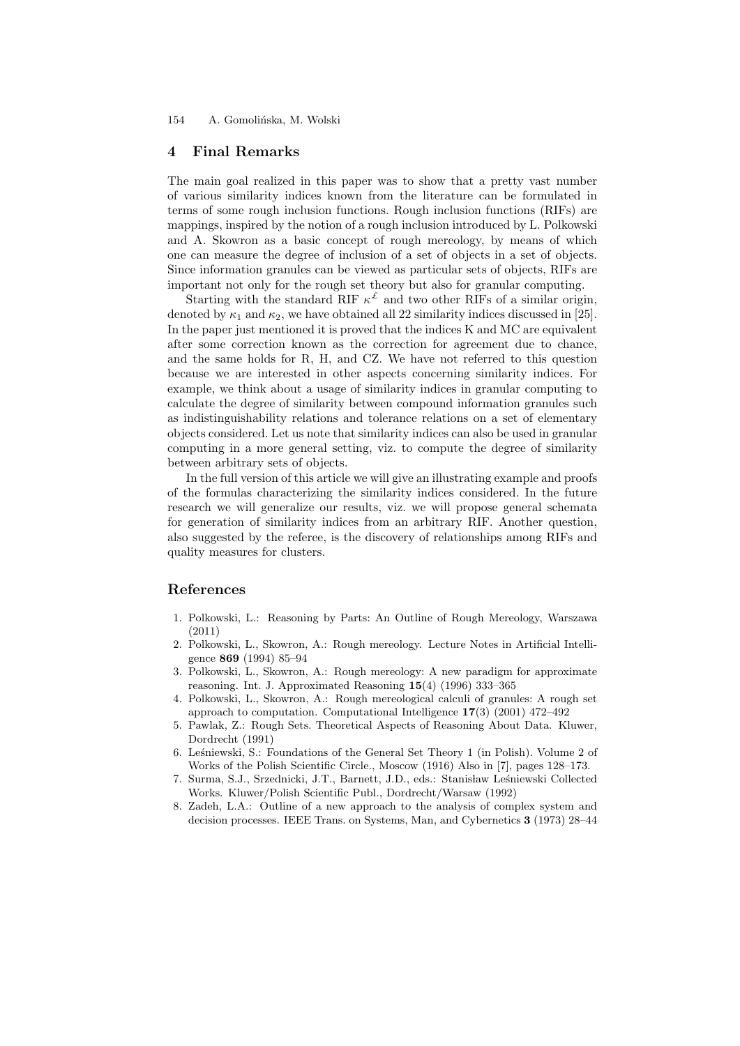## 4 Final Remarks

The main goal realized in this paper was to show that a pretty vast number of various similarity indices known from the literature can be formulated in terms of some rough inclusion functions. Rough inclusion functions (RIFs) are mappings, inspired by the notion of a rough inclusion introduced by L. Polkowski and A. Skowron as a basic concept of rough mereology, by means of which one can measure the degree of inclusion of a set of objects in a set of objects. Since information granules can be viewed as particular sets of objects, RIFs are important not only for the rough set theory but also for granular computing.

Starting with the standard RIF $\kappa^{\pounds}$ and two other RIFs of a similar origin, denoted by $\kappa_1$ and $\kappa_2$, we have obtained all 22 similarity indices discussed in [25]. In the paper just mentioned it is proved that the indices K and MC are equivalent after some correction known as the correction for agreement due to chance, and the same holds for R, H, and CZ. We have not referred to this question because we are interested in other aspects concerning similarity indices. For example, we think about a usage of similarity indices in granular computing to calculate the degree of similarity between compound information granules such as indistinguishability relations and tolerance relations on a set of elementary objects considered. Let us note that similarity indices can also be used in granular computing in a more general setting, viz. to compute the degree of similarity between arbitrary sets of objects.

In the full version of this article we will give an illustrating example and proofs of the formulas characterizing the similarity indices considered. In the future research we will generalize our results, viz. we will propose general schemata for generation of similarity indices from an arbitrary RIF. Another question, also suggested by the referee, is the discovery of relationships among RIFs and quality measures for clusters.

## References

1. Polkowski, L.: Reasoning by Parts: An Outline of Rough Mereology, Warszawa (2011)
2. Polkowski, L., Skowron, A.: Rough mereology. Lecture Notes in Artificial Intelligence **869** (1994) 85–94
3. Polkowski, L., Skowron, A.: Rough mereology: A new paradigm for approximate reasoning. Int. J. Approximated Reasoning **15**(4) (1996) 333–365
4. Polkowski, L., Skowron, A.: Rough mereological calculi of granules: A rough set approach to computation. Computational Intelligence **17**(3) (2001) 472–492
5. Pawlak, Z.: Rough Sets. Theoretical Aspects of Reasoning About Data. Kluwer, Dordrecht (1991)
6. Leśniewski, S.: Foundations of the General Set Theory 1 (in Polish). Volume 2 of Works of the Polish Scientific Circle., Moscow (1916) Also in [7], pages 128–173.
7. Surma, S.J., Srzednicki, J.T., Barnett, J.D., eds.: Stanisław Leśniewski Collected Works. Kluwer/Polish Scientific Publ., Dordrecht/Warsaw (1992)
8. Zadeh, L.A.: Outline of a new approach to the analysis of complex system and decision processes. IEEE Trans. on Systems, Man, and Cybernetics **3** (1973) 28–44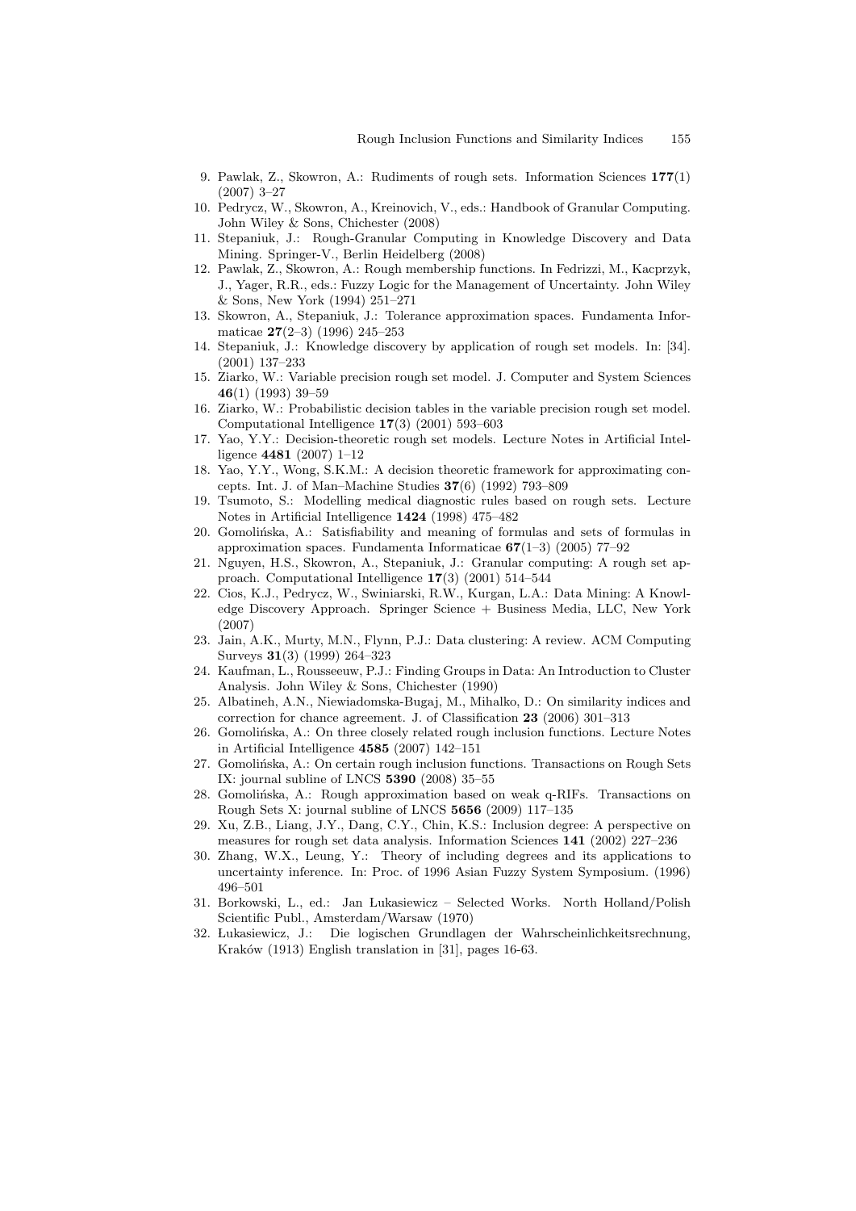9. Pawlak, Z., Skowron, A.: Rudiments of rough sets. Information Sciences **177**(1) (2007) 3–27
10. Pedrycz, W., Skowron, A., Kreinovich, V., eds.: Handbook of Granular Computing. John Wiley & Sons, Chichester (2008)
11. Stepaniuk, J.: Rough-Granular Computing in Knowledge Discovery and Data Mining. Springer-V., Berlin Heidelberg (2008)
12. Pawlak, Z., Skowron, A.: Rough membership functions. In Fedrizzi, M., Kacprzyk, J., Yager, R.R., eds.: Fuzzy Logic for the Management of Uncertainty. John Wiley & Sons, New York (1994) 251–271
13. Skowron, A., Stepaniuk, J.: Tolerance approximation spaces. Fundamenta Informaticae **27**(2–3) (1996) 245–253
14. Stepaniuk, J.: Knowledge discovery by application of rough set models. In: [34]. (2001) 137–233
15. Ziarko, W.: Variable precision rough set model. J. Computer and System Sciences **46**(1) (1993) 39–59
16. Ziarko, W.: Probabilistic decision tables in the variable precision rough set model. Computational Intelligence **17**(3) (2001) 593–603
17. Yao, Y.Y.: Decision-theoretic rough set models. Lecture Notes in Artificial Intelligence **4481** (2007) 1–12
18. Yao, Y.Y., Wong, S.K.M.: A decision theoretic framework for approximating concepts. Int. J. of Man–Machine Studies **37**(6) (1992) 793–809
19. Tsumoto, S.: Modelling medical diagnostic rules based on rough sets. Lecture Notes in Artificial Intelligence **1424** (1998) 475–482
20. Gomolińska, A.: Satisfiability and meaning of formulas and sets of formulas in approximation spaces. Fundamenta Informaticae **67**(1–3) (2005) 77–92
21. Nguyen, H.S., Skowron, A., Stepaniuk, J.: Granular computing: A rough set approach. Computational Intelligence **17**(3) (2001) 514–544
22. Cios, K.J., Pedrycz, W., Swiniarski, R.W., Kurgan, L.A.: Data Mining: A Knowledge Discovery Approach. Springer Science + Business Media, LLC, New York (2007)
23. Jain, A.K., Murty, M.N., Flynn, P.J.: Data clustering: A review. ACM Computing Surveys **31**(3) (1999) 264–323
24. Kaufman, L., Rousseeuw, P.J.: Finding Groups in Data: An Introduction to Cluster Analysis. John Wiley & Sons, Chichester (1990)
25. Albatineh, A.N., Niewiadomska-Bugaj, M., Mihalko, D.: On similarity indices and correction for chance agreement. J. of Classification **23** (2006) 301–313
26. Gomolińska, A.: On three closely related rough inclusion functions. Lecture Notes in Artificial Intelligence **4585** (2007) 142–151
27. Gomolińska, A.: On certain rough inclusion functions. Transactions on Rough Sets IX: journal subline of LNCS **5390** (2008) 35–55
28. Gomolińska, A.: Rough approximation based on weak q-RIFs. Transactions on Rough Sets X: journal subline of LNCS **5656** (2009) 117–135
29. Xu, Z.B., Liang, J.Y., Dang, C.Y., Chin, K.S.: Inclusion degree: A perspective on measures for rough set data analysis. Information Sciences **141** (2002) 227–236
30. Zhang, W.X., Leung, Y.: Theory of including degrees and its applications to uncertainty inference. In: Proc. of 1996 Asian Fuzzy System Symposium. (1996) 496–501
31. Borkowski, L., ed.: Jan Łukasiewicz – Selected Works. North Holland/Polish Scientific Publ., Amsterdam/Warsaw (1970)
32. Łukasiewicz, J.: Die logischen Grundlagen der Wahrscheinlichkeitsrechnung, Kraków (1913) English translation in [31], pages 16-63.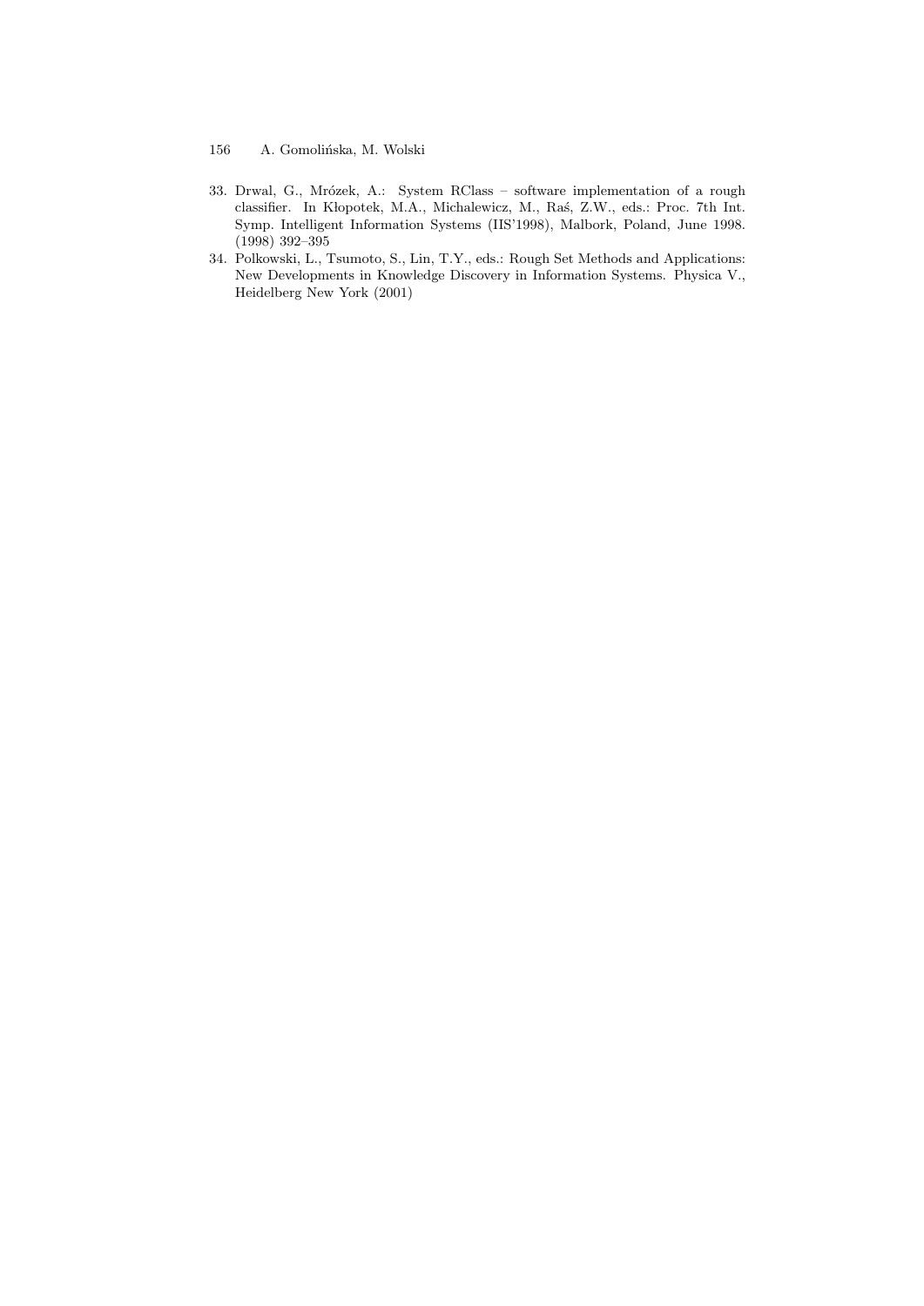33. Drwal, G., Mrózek, A.: System RClass – software implementation of a rough classifier. In Kłopotek, M.A., Michalewicz, M., Raś, Z.W., eds.: Proc. 7th Int. Symp. Intelligent Information Systems (IIS'1998), Malbork, Poland, June 1998. (1998) 392–395
34. Polkowski, L., Tsumoto, S., Lin, T.Y., eds.: Rough Set Methods and Applications: New Developments in Knowledge Discovery in Information Systems. Physica V., Heidelberg New York (2001)